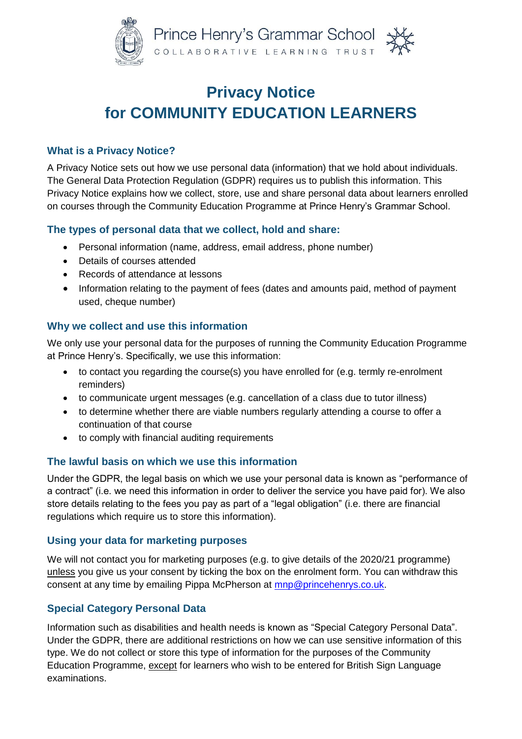Prince Henry's Grammar School
COLLABORATIVE LEARNING TRUST

# Privacy Notice for COMMUNITY EDUCATION LEARNERS

## What is a Privacy Notice?

A Privacy Notice sets out how we use personal data (information) that we hold about individuals. The General Data Protection Regulation (GDPR) requires us to publish this information. This Privacy Notice explains how we collect, store, use and share personal data about learners enrolled on courses through the Community Education Programme at Prince Henry's Grammar School.

## The types of personal data that we collect, hold and share:

- Personal information (name, address, email address, phone number)
- Details of courses attended
- Records of attendance at lessons
- Information relating to the payment of fees (dates and amounts paid, method of payment used, cheque number)

## Why we collect and use this information

We only use your personal data for the purposes of running the Community Education Programme at Prince Henry's. Specifically, we use this information:

- to contact you regarding the course(s) you have enrolled for (e.g. termly re-enrolment reminders)
- to communicate urgent messages (e.g. cancellation of a class due to tutor illness)
- to determine whether there are viable numbers regularly attending a course to offer a continuation of that course
- to comply with financial auditing requirements

## The lawful basis on which we use this information

Under the GDPR, the legal basis on which we use your personal data is known as "performance of a contract" (i.e. we need this information in order to deliver the service you have paid for). We also store details relating to the fees you pay as part of a "legal obligation" (i.e. there are financial regulations which require us to store this information).

## Using your data for marketing purposes

We will not contact you for marketing purposes (e.g. to give details of the 2020/21 programme) unless you give us your consent by ticking the box on the enrolment form. You can withdraw this consent at any time by emailing Pippa McPherson at mnp@princehenrys.co.uk.

## Special Category Personal Data

Information such as disabilities and health needs is known as "Special Category Personal Data". Under the GDPR, there are additional restrictions on how we can use sensitive information of this type. We do not collect or store this type of information for the purposes of the Community Education Programme, except for learners who wish to be entered for British Sign Language examinations.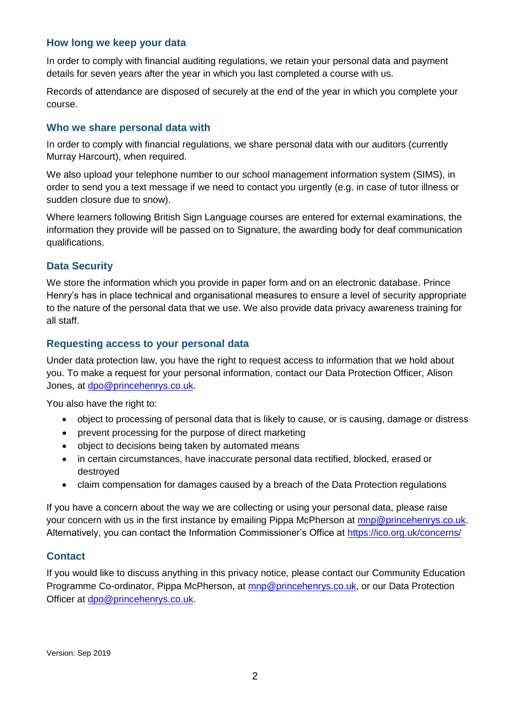## How long we keep your data

In order to comply with financial auditing regulations, we retain your personal data and payment details for seven years after the year in which you last completed a course with us.

Records of attendance are disposed of securely at the end of the year in which you complete your course.

## Who we share personal data with

In order to comply with financial regulations, we share personal data with our auditors (currently Murray Harcourt), when required.

We also upload your telephone number to our school management information system (SIMS), in order to send you a text message if we need to contact you urgently (e.g. in case of tutor illness or sudden closure due to snow).

Where learners following British Sign Language courses are entered for external examinations, the information they provide will be passed on to Signature, the awarding body for deaf communication qualifications.

## Data Security

We store the information which you provide in paper form and on an electronic database. Prince Henry's has in place technical and organisational measures to ensure a level of security appropriate to the nature of the personal data that we use. We also provide data privacy awareness training for all staff.

## Requesting access to your personal data

Under data protection law, you have the right to request access to information that we hold about you. To make a request for your personal information, contact our Data Protection Officer, Alison Jones, at dpo@princehenrys.co.uk.

You also have the right to:

- object to processing of personal data that is likely to cause, or is causing, damage or distress
- prevent processing for the purpose of direct marketing
- object to decisions being taken by automated means
- in certain circumstances, have inaccurate personal data rectified, blocked, erased or destroyed
- claim compensation for damages caused by a breach of the Data Protection regulations

If you have a concern about the way we are collecting or using your personal data, please raise your concern with us in the first instance by emailing Pippa McPherson at mnp@princehenrys.co.uk. Alternatively, you can contact the Information Commissioner's Office at https://ico.org.uk/concerns/

## Contact

If you would like to discuss anything in this privacy notice, please contact our Community Education Programme Co-ordinator, Pippa McPherson, at mnp@princehenrys.co.uk, or our Data Protection Officer at dpo@princehenrys.co.uk.

Version: Sep 2019